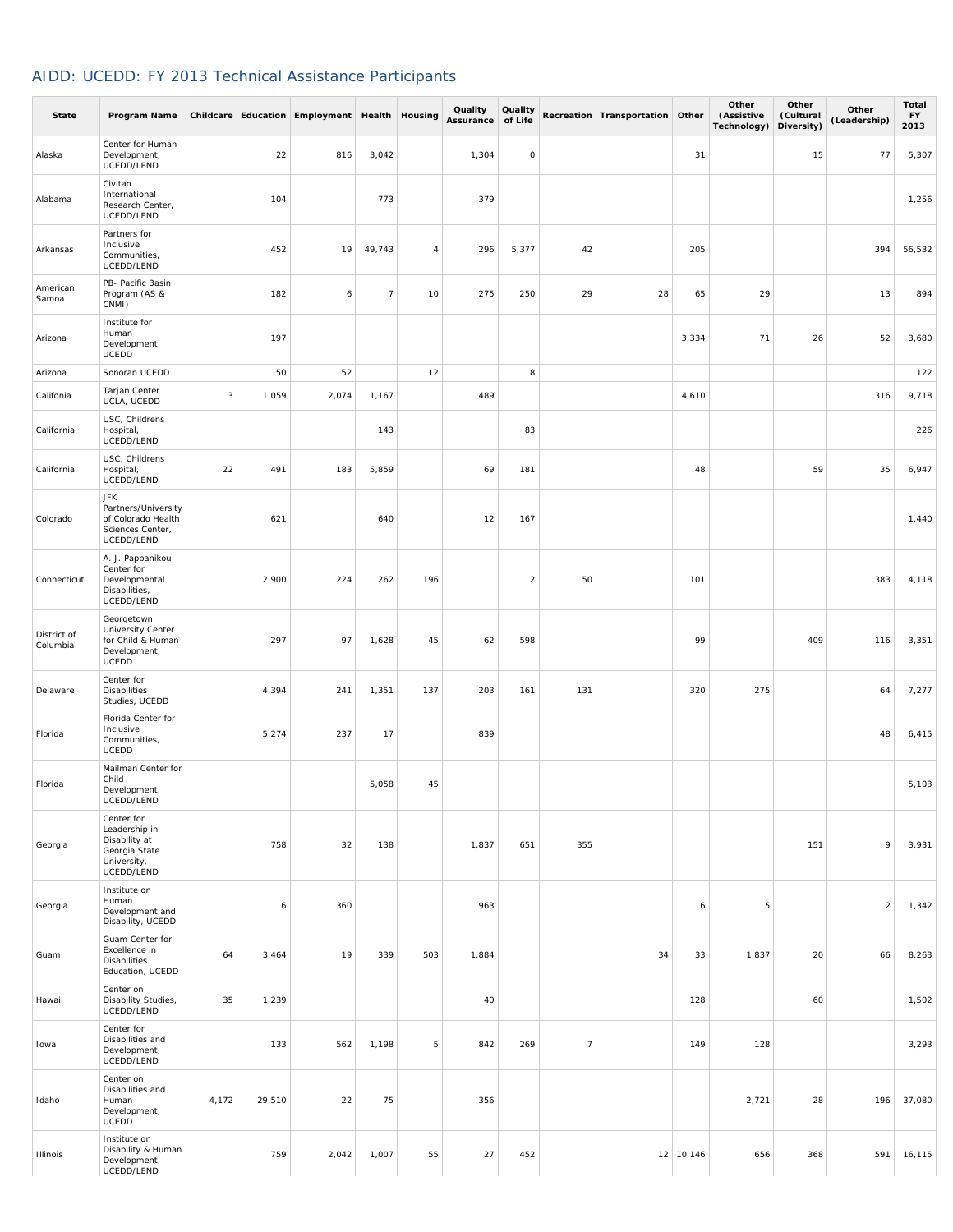# AIDD: UCEDD: FY 2013 Technical Assistance Participants

| State | Program Name | Childcare | Education | Employment | Health | Housing | Quality Assurance | Quality of Life | Recreation | Transportation | Other | Other (Assistive Technology) | Other (Cultural Diversity) | Other (Leadership) | Total FY 2013 |
|---|---|---|---|---|---|---|---|---|---|---|---|---|---|---|---|
| Alaska | Center for Human Development, UCEDD/LEND | | 22 | 816 | 3,042 | | 1,304 | 0 | | | 31 | | 15 | 77 | 5,307 |
| Alabama | Civitan International Research Center, UCEDD/LEND | | 104 | | 773 | | 379 | | | | | | | | 1,256 |
| Arkansas | Partners for Inclusive Communities, UCEDD/LEND | | 452 | 19 | 49,743 | 4 | 296 | 5,377 | 42 | | 205 | | | 394 | 56,532 |
| American Samoa | PB- Pacific Basin Program (AS & CNMI) | | 182 | 6 | 7 | 10 | 275 | 250 | 29 | 28 | 65 | 29 | | 13 | 894 |
| Arizona | Institute for Human Development, UCEDD | | 197 | | | | | | | | 3,334 | 71 | 26 | 52 | 3,680 |
| Arizona | Sonoran UCEDD | | 50 | 52 | | 12 | | 8 | | | | | | | 122 |
| Califonia | Tarjan Center UCLA, UCEDD | 3 | 1,059 | 2,074 | 1,167 | | 489 | | | | 4,610 | | | 316 | 9,718 |
| California | USC, Childrens Hospital, UCEDD/LEND | | | | 143 | | | 83 | | | | | | | 226 |
| California | USC, Childrens Hospital, UCEDD/LEND | 22 | 491 | 183 | 5,859 | | 69 | 181 | | | 48 | | 59 | 35 | 6,947 |
| Colorado | JFK Partners/University of Colorado Health Sciences Center, UCEDD/LEND | | 621 | | 640 | | 12 | 167 | | | | | | | 1,440 |
| Connecticut | A. J. Pappanikou Center for Developmental Disabilities, UCEDD/LEND | | 2,900 | 224 | 262 | 196 | | 2 | 50 | | 101 | | | 383 | 4,118 |
| District of Columbia | Georgetown University Center for Child & Human Development, UCEDD | | 297 | 97 | 1,628 | 45 | 62 | 598 | | | 99 | | 409 | 116 | 3,351 |
| Delaware | Center for Disabilities Studies, UCEDD | | 4,394 | 241 | 1,351 | 137 | 203 | 161 | 131 | | 320 | 275 | | 64 | 7,277 |
| Florida | Florida Center for Inclusive Communities, UCEDD | | 5,274 | 237 | 17 | | 839 | | | | | | | 48 | 6,415 |
| Florida | Mailman Center for Child Development, UCEDD/LEND | | | | 5,058 | 45 | | | | | | | | | 5,103 |
| Georgia | Center for Leadership in Disability at Georgia State University, UCEDD/LEND | | 758 | 32 | 138 | | 1,837 | 651 | 355 | | | | 151 | 9 | 3,931 |
| Georgia | Institute on Human Development and Disability, UCEDD | | 6 | 360 | | | 963 | | | | 6 | 5 | | 2 | 1,342 |
| Guam | Guam Center for Excellence in Disabilities Education, UCEDD | 64 | 3,464 | 19 | 339 | 503 | 1,884 | | | 34 | 33 | 1,837 | 20 | 66 | 8,263 |
| Hawaii | Center on Disability Studies, UCEDD/LEND | 35 | 1,239 | | | | 40 | | | | 128 | | 60 | | 1,502 |
| Iowa | Center for Disabilities and Development, UCEDD/LEND | | 133 | 562 | 1,198 | 5 | 842 | 269 | 7 | | 149 | 128 | | | 3,293 |
| Idaho | Center on Disabilities and Human Development, UCEDD | 4,172 | 29,510 | 22 | 75 | | 356 | | | | | 2,721 | 28 | 196 | 37,080 |
| Illinois | Institute on Disability & Human Development, UCEDD/LEND | | 759 | 2,042 | 1,007 | 55 | 27 | 452 | | 12 | 10,146 | 656 | 368 | 591 | 16,115 |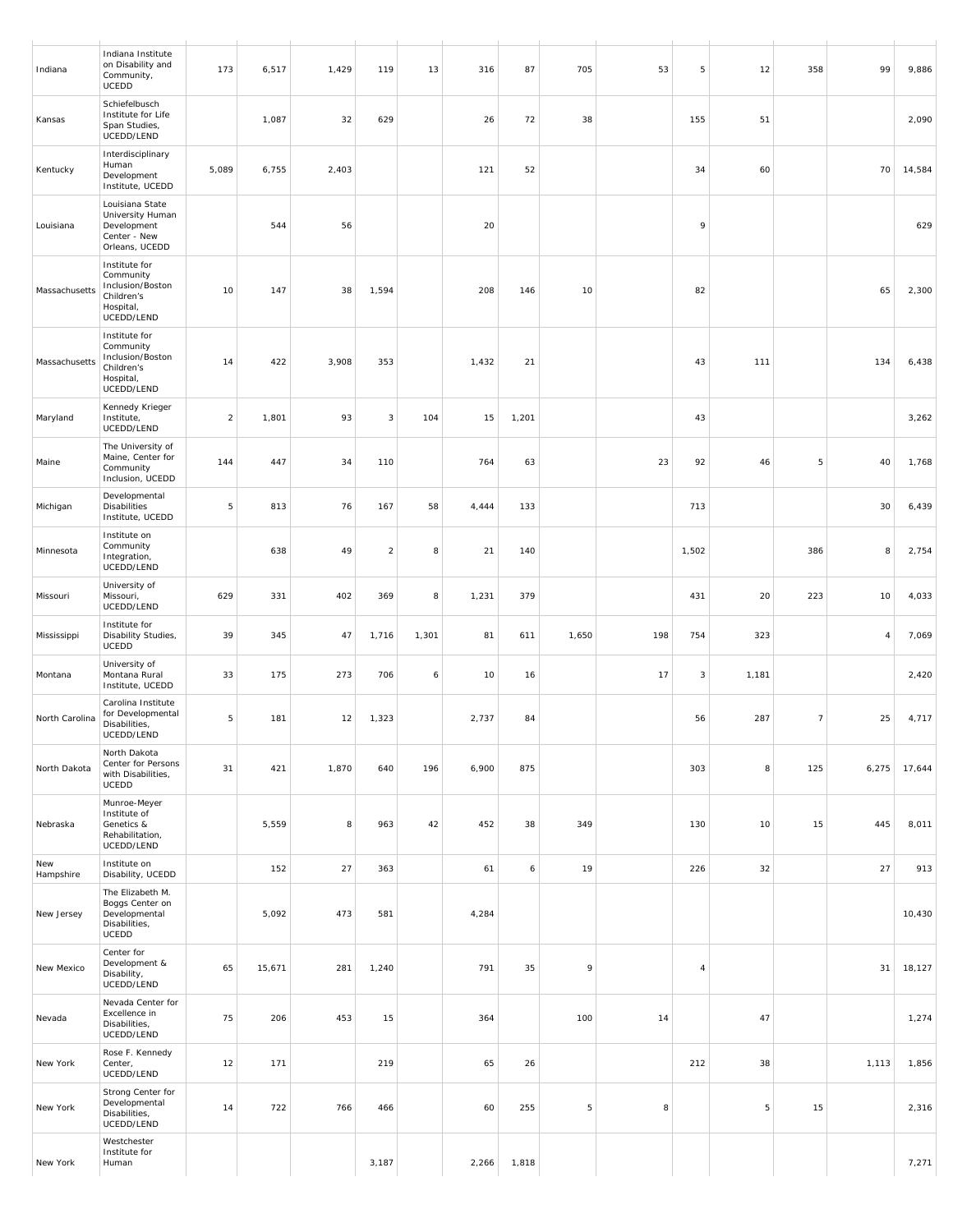| | | | | | | | | | | | | | | | |
|---|---|---|---|---|---|---|---|---|---|---|---|---|---|---|---|
| Indiana | Indiana Institute on Disability and Community, UCEDD | 173 | 6,517 | 1,429 | 119 | 13 | 316 | 87 | 705 | 53 | 5 | 12 | 358 | 99 | 9,886 |
| Kansas | Schiefelbusch Institute for Life Span Studies, UCEDD/LEND | | 1,087 | 32 | 629 | | 26 | 72 | 38 | | 155 | 51 | | | 2,090 |
| Kentucky | Interdisciplinary Human Development Institute, UCEDD | 5,089 | 6,755 | 2,403 | | | 121 | 52 | | | 34 | 60 | | 70 | 14,584 |
| Louisiana | Louisiana State University Human Development Center - New Orleans, UCEDD | | 544 | 56 | | | 20 | | | | 9 | | | | 629 |
| Massachusetts | Institute for Community Inclusion/Boston Children's Hospital, UCEDD/LEND | 10 | 147 | 38 | 1,594 | | 208 | 146 | 10 | | 82 | | | 65 | 2,300 |
| Massachusetts | Institute for Community Inclusion/Boston Children's Hospital, UCEDD/LEND | 14 | 422 | 3,908 | 353 | | 1,432 | 21 | | | 43 | 111 | | 134 | 6,438 |
| Maryland | Kennedy Krieger Institute, UCEDD/LEND | 2 | 1,801 | 93 | 3 | 104 | 15 | 1,201 | | | 43 | | | | 3,262 |
| Maine | The University of Maine, Center for Community Inclusion, UCEDD | 144 | 447 | 34 | 110 | | 764 | 63 | | 23 | 92 | 46 | 5 | 40 | 1,768 |
| Michigan | Developmental Disabilities Institute, UCEDD | 5 | 813 | 76 | 167 | 58 | 4,444 | 133 | | | 713 | | | 30 | 6,439 |
| Minnesota | Institute on Community Integration, UCEDD/LEND | | 638 | 49 | 2 | 8 | 21 | 140 | | | 1,502 | | 386 | 8 | 2,754 |
| Missouri | University of Missouri, UCEDD/LEND | 629 | 331 | 402 | 369 | 8 | 1,231 | 379 | | | 431 | 20 | 223 | 10 | 4,033 |
| Mississippi | Institute for Disability Studies, UCEDD | 39 | 345 | 47 | 1,716 | 1,301 | 81 | 611 | 1,650 | 198 | 754 | 323 | | 4 | 7,069 |
| Montana | University of Montana Rural Institute, UCEDD | 33 | 175 | 273 | 706 | 6 | 10 | 16 | | 17 | 3 | 1,181 | | | 2,420 |
| North Carolina | Carolina Institute for Developmental Disabilities, UCEDD/LEND | 5 | 181 | 12 | 1,323 | | 2,737 | 84 | | | 56 | 287 | 7 | 25 | 4,717 |
| North Dakota | North Dakota Center for Persons with Disabilities, UCEDD | 31 | 421 | 1,870 | 640 | 196 | 6,900 | 875 | | | 303 | 8 | 125 | 6,275 | 17,644 |
| Nebraska | Munroe-Meyer Institute of Genetics & Rehabilitation, UCEDD/LEND | | 5,559 | 8 | 963 | 42 | 452 | 38 | 349 | | 130 | 10 | 15 | 445 | 8,011 |
| New Hampshire | Institute on Disability, UCEDD | | 152 | 27 | 363 | | 61 | 6 | 19 | | 226 | 32 | | 27 | 913 |
| New Jersey | The Elizabeth M. Boggs Center on Developmental Disabilities, UCEDD | | 5,092 | 473 | 581 | | 4,284 | | | | | | | | 10,430 |
| New Mexico | Center for Development & Disability, UCEDD/LEND | 65 | 15,671 | 281 | 1,240 | | 791 | 35 | 9 | | 4 | | | 31 | 18,127 |
| Nevada | Nevada Center for Excellence in Disabilities, UCEDD/LEND | 75 | 206 | 453 | 15 | | 364 | | 100 | 14 | | 47 | | | 1,274 |
| New York | Rose F. Kennedy Center, UCEDD/LEND | 12 | 171 | | 219 | | 65 | 26 | | | 212 | 38 | | 1,113 | 1,856 |
| New York | Strong Center for Developmental Disabilities, UCEDD/LEND | 14 | 722 | 766 | 466 | | 60 | 255 | 5 | 8 | | 5 | 15 | | 2,316 |
| New York | Westchester Institute for Human | | | | 3,187 | | 2,266 | 1,818 | | | | | | | 7,271 |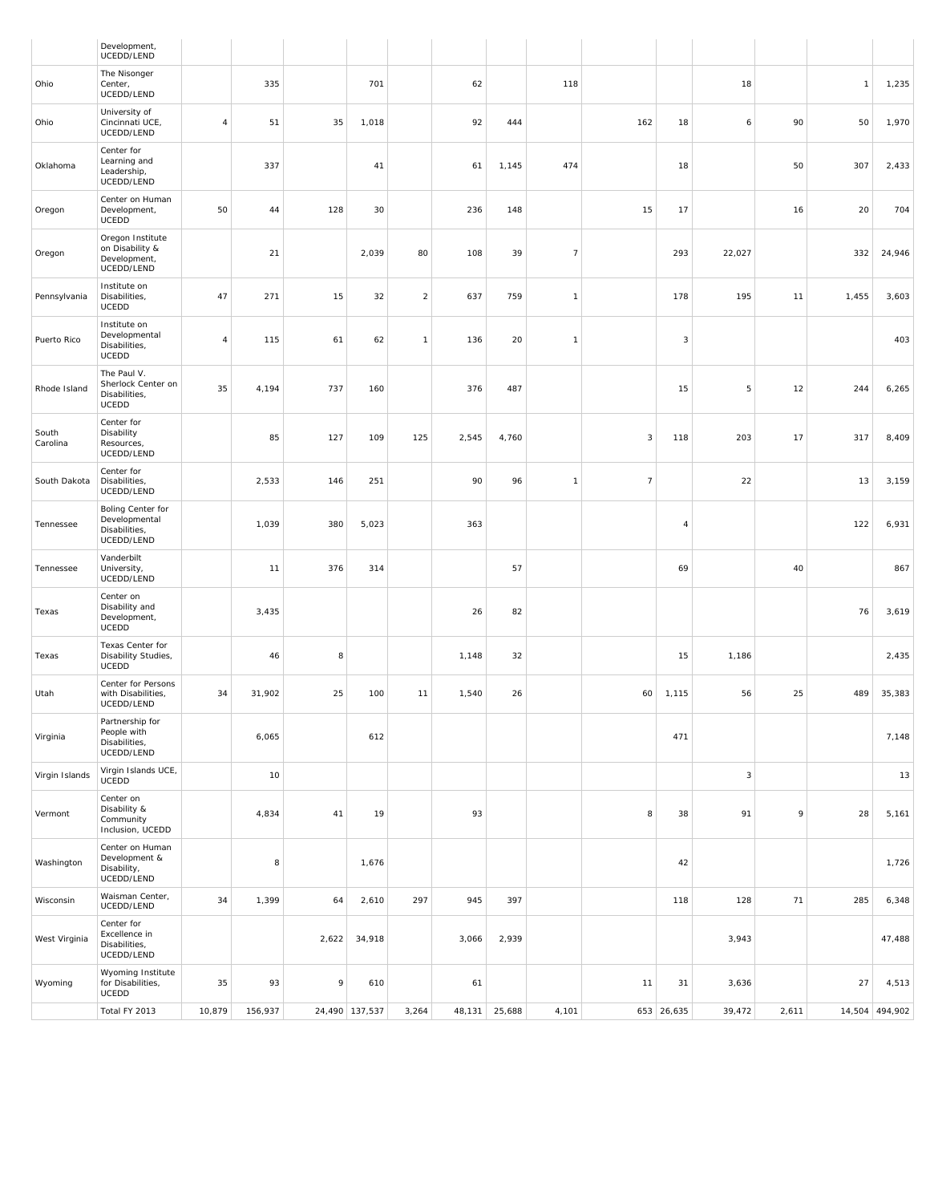| | | | | | | | | | | | | | | | |
|---|---|---|---|---|---|---|---|---|---|---|---|---|---|---|---|
| | Development, UCEDD/LEND | | | | | | | | | | | | | | |
| Ohio | The Nisonger Center, UCEDD/LEND | | 335 | | 701 | | 62 | | 118 | | | 18 | | 1 | 1,235 |
| Ohio | University of Cincinnati UCE, UCEDD/LEND | 4 | 51 | 35 | 1,018 | | 92 | 444 | | 162 | 18 | 6 | 90 | 50 | 1,970 |
| Oklahoma | Center for Learning and Leadership, UCEDD/LEND | | 337 | | 41 | | 61 | 1,145 | 474 | | 18 | | 50 | 307 | 2,433 |
| Oregon | Center on Human Development, UCEDD | 50 | 44 | 128 | 30 | | 236 | 148 | | 15 | 17 | | 16 | 20 | 704 |
| Oregon | Oregon Institute on Disability & Development, UCEDD/LEND | | 21 | | 2,039 | 80 | 108 | 39 | 7 | | 293 | 22,027 | | 332 | 24,946 |
| Pennsylvania | Institute on Disabilities, UCEDD | 47 | 271 | 15 | 32 | 2 | 637 | 759 | 1 | | 178 | 195 | 11 | 1,455 | 3,603 |
| Puerto Rico | Institute on Developmental Disabilities, UCEDD | 4 | 115 | 61 | 62 | 1 | 136 | 20 | 1 | | 3 | | | | 403 |
| Rhode Island | The Paul V. Sherlock Center on Disabilities, UCEDD | 35 | 4,194 | 737 | 160 | | 376 | 487 | | | 15 | 5 | 12 | 244 | 6,265 |
| South Carolina | Center for Disability Resources, UCEDD/LEND | | 85 | 127 | 109 | 125 | 2,545 | 4,760 | | 3 | 118 | 203 | 17 | 317 | 8,409 |
| South Dakota | Center for Disabilities, UCEDD/LEND | | 2,533 | 146 | 251 | | 90 | 96 | 1 | 7 | | 22 | | 13 | 3,159 |
| Tennessee | Boling Center for Developmental Disabilities, UCEDD/LEND | | 1,039 | 380 | 5,023 | | 363 | | | | 4 | | | 122 | 6,931 |
| Tennessee | Vanderbilt University, UCEDD/LEND | | 11 | 376 | 314 | | | 57 | | | 69 | | 40 | | 867 |
| Texas | Center on Disability and Development, UCEDD | | 3,435 | | | | 26 | 82 | | | | | | 76 | 3,619 |
| Texas | Texas Center for Disability Studies, UCEDD | | 46 | 8 | | | 1,148 | 32 | | | 15 | 1,186 | | | 2,435 |
| Utah | Center for Persons with Disabilities, UCEDD/LEND | 34 | 31,902 | 25 | 100 | 11 | 1,540 | 26 | | 60 | 1,115 | 56 | 25 | 489 | 35,383 |
| Virginia | Partnership for People with Disabilities, UCEDD/LEND | | 6,065 | | 612 | | | | | | 471 | | | | 7,148 |
| Virgin Islands | Virgin Islands UCE, UCEDD | | 10 | | | | | | | | | 3 | | | 13 |
| Vermont | Center on Disability & Community Inclusion, UCEDD | | 4,834 | 41 | 19 | | 93 | | | 8 | 38 | 91 | 9 | 28 | 5,161 |
| Washington | Center on Human Development & Disability, UCEDD/LEND | | 8 | | 1,676 | | | | | | 42 | | | | 1,726 |
| Wisconsin | Waisman Center, UCEDD/LEND | 34 | 1,399 | 64 | 2,610 | 297 | 945 | 397 | | | 118 | 128 | 71 | 285 | 6,348 |
| West Virginia | Center for Excellence in Disabilities, UCEDD/LEND | | | 2,622 | 34,918 | | 3,066 | 2,939 | | | | 3,943 | | | 47,488 |
| Wyoming | Wyoming Institute for Disabilities, UCEDD | 35 | 93 | 9 | 610 | | 61 | | | 11 | 31 | 3,636 | | 27 | 4,513 |
| | Total FY 2013 | 10,879 | 156,937 | 24,490 | 137,537 | 3,264 | 48,131 | 25,688 | 4,101 | 653 | 26,635 | 39,472 | 2,611 | 14,504 | 494,902 |